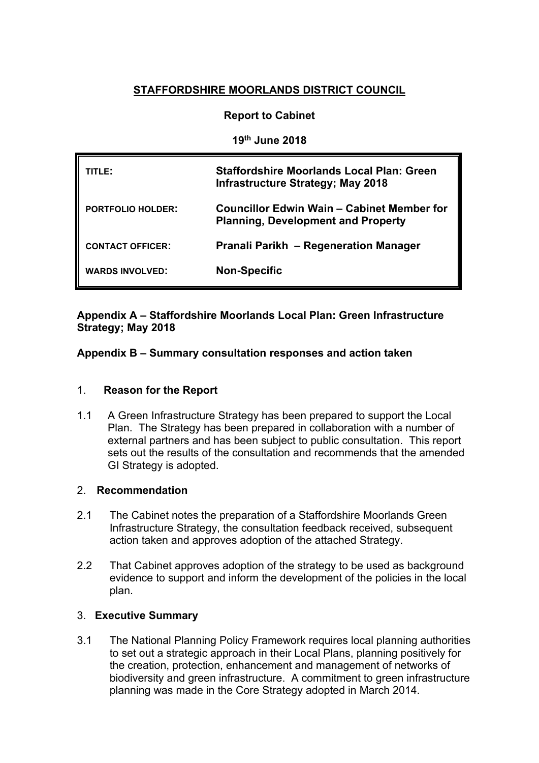# STAFFORDSHIRE MOORLANDS DISTRICT COUNCIL

**Report to Cabinet**

**19th June 2018**

| | |
|---|---|
| **TITLE:** | **Staffordshire Moorlands Local Plan: Green Infrastructure Strategy; May 2018** |
| **PORTFOLIO HOLDER:** | **Councillor Edwin Wain – Cabinet Member for Planning, Development and Property** |
| **CONTACT OFFICER:** | **Pranali Parikh – Regeneration Manager** |
| **WARDS INVOLVED:** | **Non-Specific** |

**Appendix A – Staffordshire Moorlands Local Plan: Green Infrastructure Strategy; May 2018**

**Appendix B – Summary consultation responses and action taken**

## 1. Reason for the Report

1.1 A Green Infrastructure Strategy has been prepared to support the Local Plan. The Strategy has been prepared in collaboration with a number of external partners and has been subject to public consultation. This report sets out the results of the consultation and recommends that the amended GI Strategy is adopted.

## 2. Recommendation

2.1 The Cabinet notes the preparation of a Staffordshire Moorlands Green Infrastructure Strategy, the consultation feedback received, subsequent action taken and approves adoption of the attached Strategy.

2.2 That Cabinet approves adoption of the strategy to be used as background evidence to support and inform the development of the policies in the local plan.

## 3. Executive Summary

3.1 The National Planning Policy Framework requires local planning authorities to set out a strategic approach in their Local Plans, planning positively for the creation, protection, enhancement and management of networks of biodiversity and green infrastructure. A commitment to green infrastructure planning was made in the Core Strategy adopted in March 2014.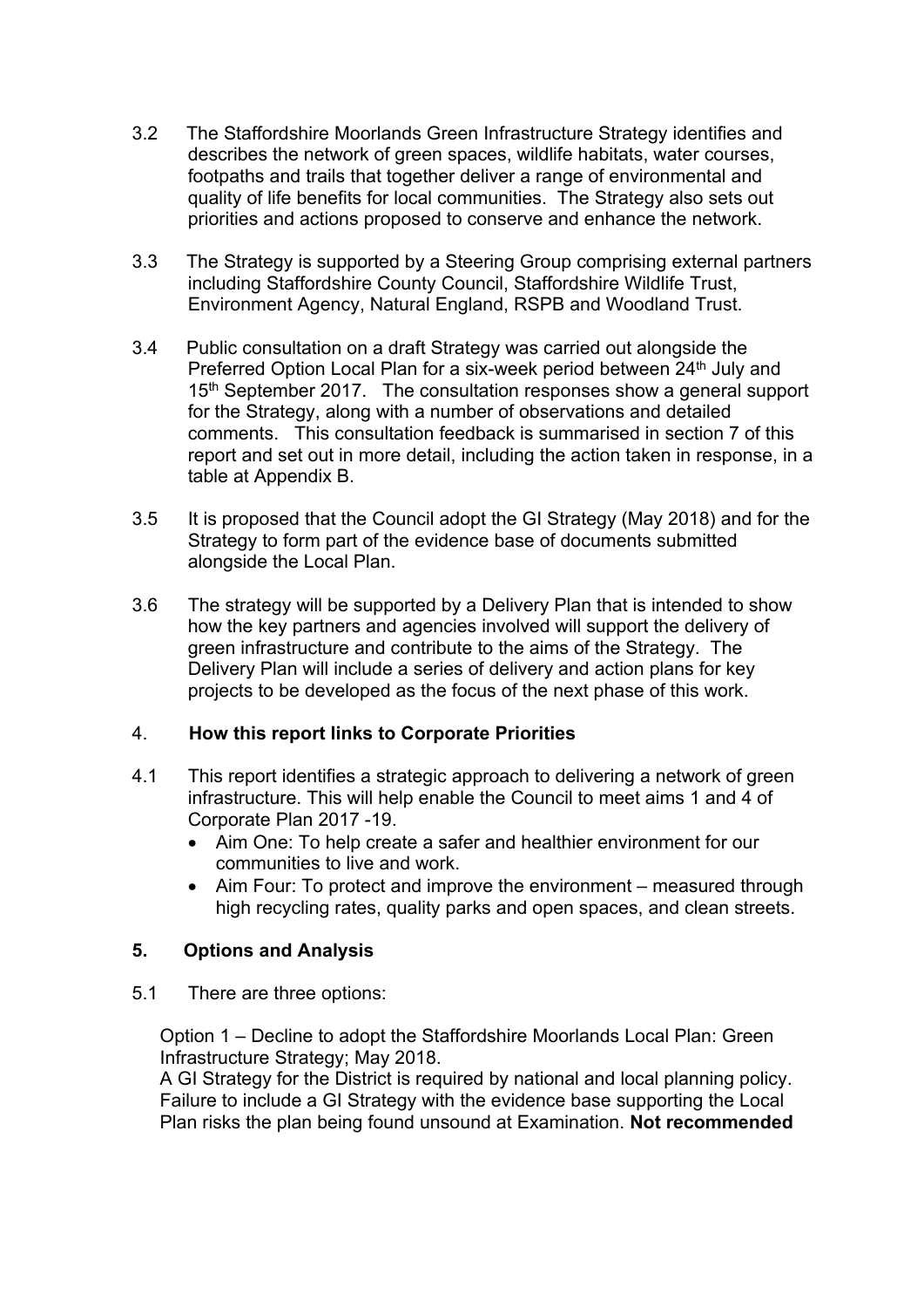3.2 The Staffordshire Moorlands Green Infrastructure Strategy identifies and describes the network of green spaces, wildlife habitats, water courses, footpaths and trails that together deliver a range of environmental and quality of life benefits for local communities. The Strategy also sets out priorities and actions proposed to conserve and enhance the network.

3.3 The Strategy is supported by a Steering Group comprising external partners including Staffordshire County Council, Staffordshire Wildlife Trust, Environment Agency, Natural England, RSPB and Woodland Trust.

3.4 Public consultation on a draft Strategy was carried out alongside the Preferred Option Local Plan for a six-week period between 24th July and 15th September 2017. The consultation responses show a general support for the Strategy, along with a number of observations and detailed comments. This consultation feedback is summarised in section 7 of this report and set out in more detail, including the action taken in response, in a table at Appendix B.

3.5 It is proposed that the Council adopt the GI Strategy (May 2018) and for the Strategy to form part of the evidence base of documents submitted alongside the Local Plan.

3.6 The strategy will be supported by a Delivery Plan that is intended to show how the key partners and agencies involved will support the delivery of green infrastructure and contribute to the aims of the Strategy. The Delivery Plan will include a series of delivery and action plans for key projects to be developed as the focus of the next phase of this work.

## 4. How this report links to Corporate Priorities

4.1 This report identifies a strategic approach to delivering a network of green infrastructure. This will help enable the Council to meet aims 1 and 4 of Corporate Plan 2017 -19.

- Aim One: To help create a safer and healthier environment for our communities to live and work.
- Aim Four: To protect and improve the environment – measured through high recycling rates, quality parks and open spaces, and clean streets.

## 5. Options and Analysis

5.1 There are three options:

Option 1 – Decline to adopt the Staffordshire Moorlands Local Plan: Green Infrastructure Strategy; May 2018.
A GI Strategy for the District is required by national and local planning policy. Failure to include a GI Strategy with the evidence base supporting the Local Plan risks the plan being found unsound at Examination. **Not recommended**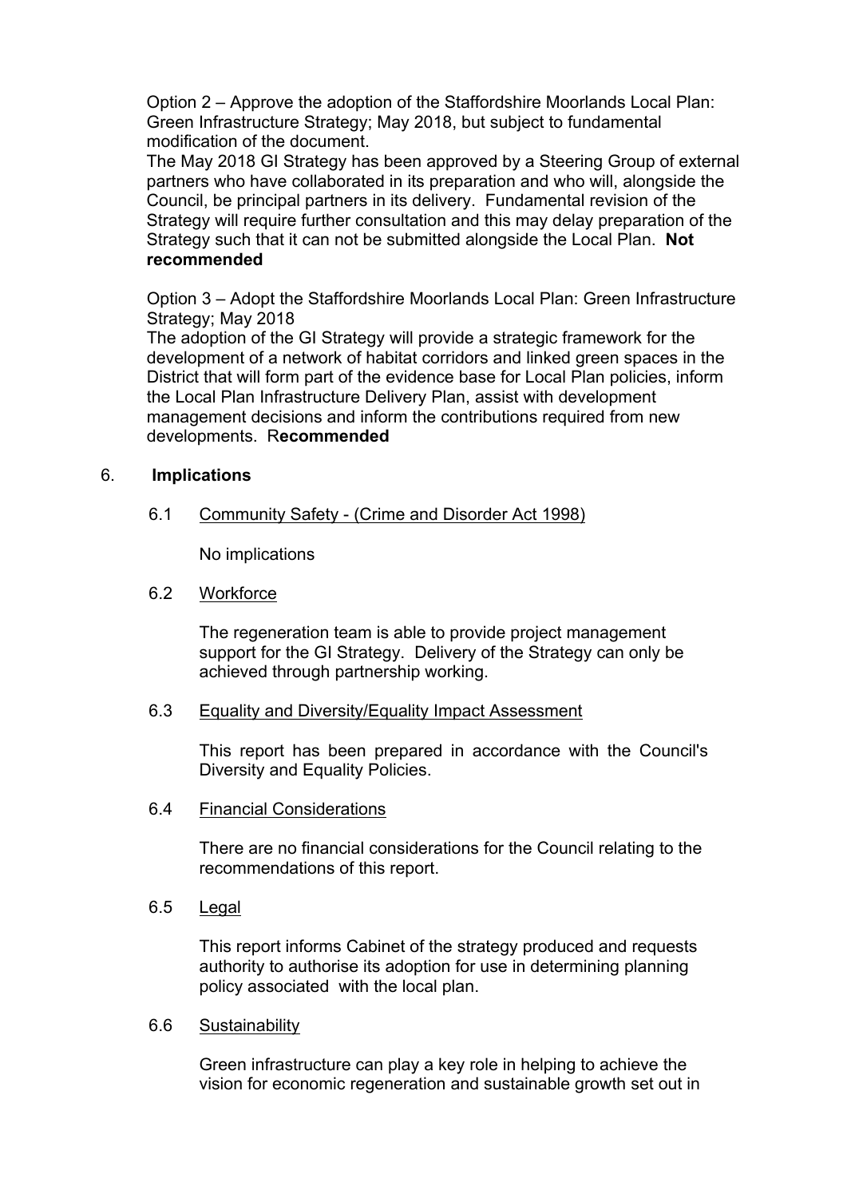Option 2 – Approve the adoption of the Staffordshire Moorlands Local Plan: Green Infrastructure Strategy; May 2018, but subject to fundamental modification of the document.

The May 2018 GI Strategy has been approved by a Steering Group of external partners who have collaborated in its preparation and who will, alongside the Council, be principal partners in its delivery. Fundamental revision of the Strategy will require further consultation and this may delay preparation of the Strategy such that it can not be submitted alongside the Local Plan. **Not recommended**

Option 3 – Adopt the Staffordshire Moorlands Local Plan: Green Infrastructure Strategy; May 2018

The adoption of the GI Strategy will provide a strategic framework for the development of a network of habitat corridors and linked green spaces in the District that will form part of the evidence base for Local Plan policies, inform the Local Plan Infrastructure Delivery Plan, assist with development management decisions and inform the contributions required from new developments. R**ecommended**

## 6. Implications

### 6.1 Community Safety - (Crime and Disorder Act 1998)

No implications

### 6.2 Workforce

The regeneration team is able to provide project management support for the GI Strategy. Delivery of the Strategy can only be achieved through partnership working.

### 6.3 Equality and Diversity/Equality Impact Assessment

This report has been prepared in accordance with the Council's Diversity and Equality Policies.

### 6.4 Financial Considerations

There are no financial considerations for the Council relating to the recommendations of this report.

### 6.5 Legal

This report informs Cabinet of the strategy produced and requests authority to authorise its adoption for use in determining planning policy associated with the local plan.

### 6.6 Sustainability

Green infrastructure can play a key role in helping to achieve the vision for economic regeneration and sustainable growth set out in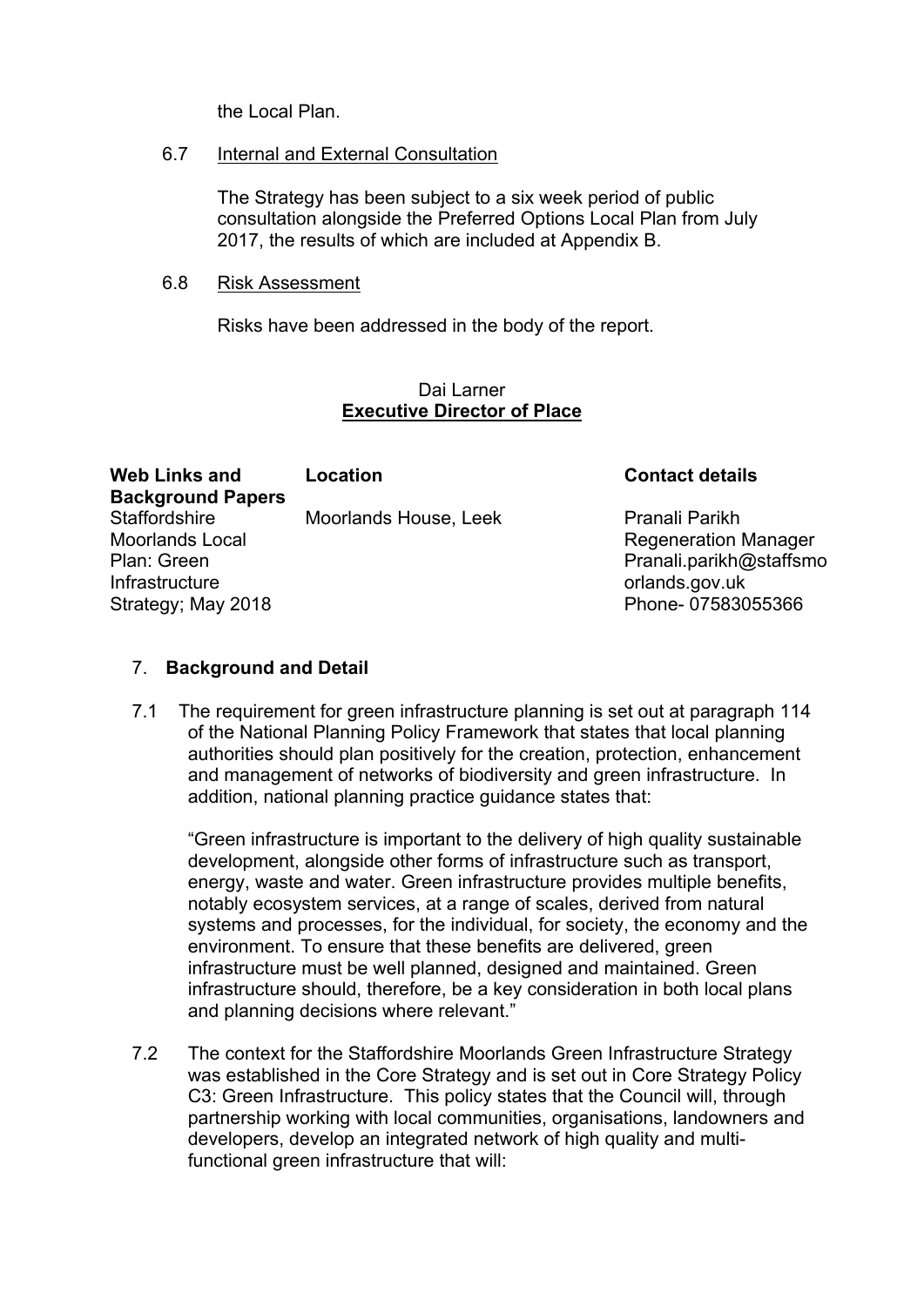the Local Plan.

6.7 Internal and External Consultation

The Strategy has been subject to a six week period of public consultation alongside the Preferred Options Local Plan from July 2017, the results of which are included at Appendix B.

6.8 Risk Assessment

Risks have been addressed in the body of the report.

Dai Larner
**Executive Director of Place**

| **Web Links and Background Papers** | **Location** | **Contact details** |
|---|---|---|
| Staffordshire Moorlands Local Plan: Green Infrastructure Strategy; May 2018 | Moorlands House, Leek | Pranali Parikh<br>Regeneration Manager<br>Pranali.parikh@staffsmoorlands.gov.uk<br>Phone- 07583055366 |

## 7. Background and Detail

7.1 The requirement for green infrastructure planning is set out at paragraph 114 of the National Planning Policy Framework that states that local planning authorities should plan positively for the creation, protection, enhancement and management of networks of biodiversity and green infrastructure. In addition, national planning practice guidance states that:

"Green infrastructure is important to the delivery of high quality sustainable development, alongside other forms of infrastructure such as transport, energy, waste and water. Green infrastructure provides multiple benefits, notably ecosystem services, at a range of scales, derived from natural systems and processes, for the individual, for society, the economy and the environment. To ensure that these benefits are delivered, green infrastructure must be well planned, designed and maintained. Green infrastructure should, therefore, be a key consideration in both local plans and planning decisions where relevant."

7.2 The context for the Staffordshire Moorlands Green Infrastructure Strategy was established in the Core Strategy and is set out in Core Strategy Policy C3: Green Infrastructure. This policy states that the Council will, through partnership working with local communities, organisations, landowners and developers, develop an integrated network of high quality and multi-functional green infrastructure that will: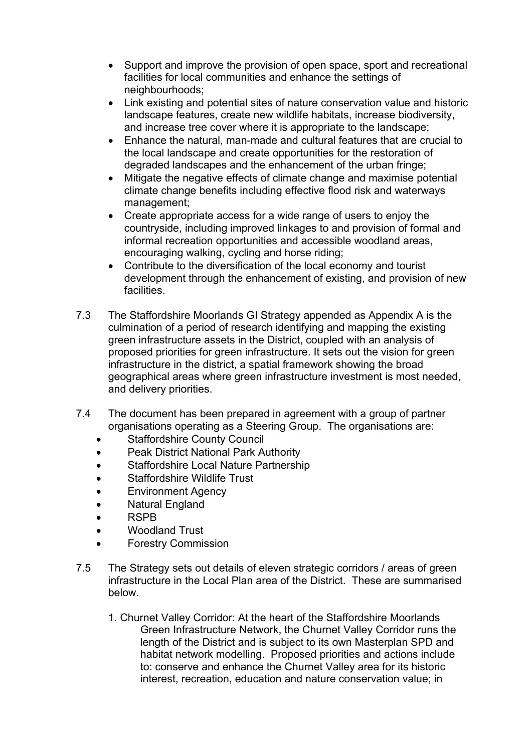- Support and improve the provision of open space, sport and recreational facilities for local communities and enhance the settings of neighbourhoods;
- Link existing and potential sites of nature conservation value and historic landscape features, create new wildlife habitats, increase biodiversity, and increase tree cover where it is appropriate to the landscape;
- Enhance the natural, man-made and cultural features that are crucial to the local landscape and create opportunities for the restoration of degraded landscapes and the enhancement of the urban fringe;
- Mitigate the negative effects of climate change and maximise potential climate change benefits including effective flood risk and waterways management;
- Create appropriate access for a wide range of users to enjoy the countryside, including improved linkages to and provision of formal and informal recreation opportunities and accessible woodland areas, encouraging walking, cycling and horse riding;
- Contribute to the diversification of the local economy and tourist development through the enhancement of existing, and provision of new facilities.

7.3 The Staffordshire Moorlands GI Strategy appended as Appendix A is the culmination of a period of research identifying and mapping the existing green infrastructure assets in the District, coupled with an analysis of proposed priorities for green infrastructure. It sets out the vision for green infrastructure in the district, a spatial framework showing the broad geographical areas where green infrastructure investment is most needed, and delivery priorities.

7.4 The document has been prepared in agreement with a group of partner organisations operating as a Steering Group. The organisations are:

- Staffordshire County Council
- Peak District National Park Authority
- Staffordshire Local Nature Partnership
- Staffordshire Wildlife Trust
- Environment Agency
- Natural England
- RSPB
- Woodland Trust
- Forestry Commission

7.5 The Strategy sets out details of eleven strategic corridors / areas of green infrastructure in the Local Plan area of the District. These are summarised below.

1. Churnet Valley Corridor: At the heart of the Staffordshire Moorlands Green Infrastructure Network, the Churnet Valley Corridor runs the length of the District and is subject to its own Masterplan SPD and habitat network modelling. Proposed priorities and actions include to: conserve and enhance the Churnet Valley area for its historic interest, recreation, education and nature conservation value; in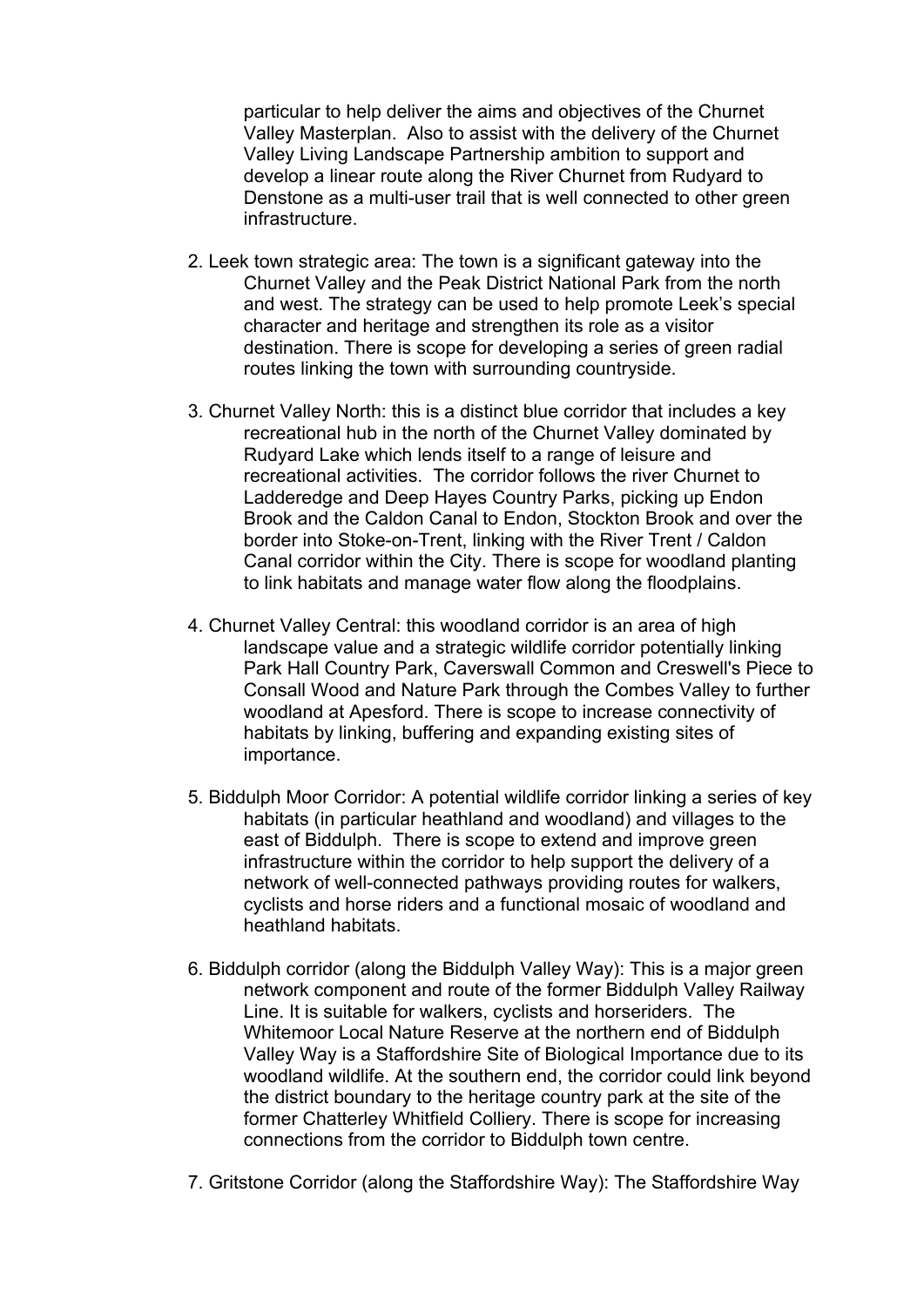particular to help deliver the aims and objectives of the Churnet Valley Masterplan. Also to assist with the delivery of the Churnet Valley Living Landscape Partnership ambition to support and develop a linear route along the River Churnet from Rudyard to Denstone as a multi-user trail that is well connected to other green infrastructure.

2. Leek town strategic area: The town is a significant gateway into the Churnet Valley and the Peak District National Park from the north and west. The strategy can be used to help promote Leek's special character and heritage and strengthen its role as a visitor destination. There is scope for developing a series of green radial routes linking the town with surrounding countryside.

3. Churnet Valley North: this is a distinct blue corridor that includes a key recreational hub in the north of the Churnet Valley dominated by Rudyard Lake which lends itself to a range of leisure and recreational activities. The corridor follows the river Churnet to Ladderedge and Deep Hayes Country Parks, picking up Endon Brook and the Caldon Canal to Endon, Stockton Brook and over the border into Stoke-on-Trent, linking with the River Trent / Caldon Canal corridor within the City. There is scope for woodland planting to link habitats and manage water flow along the floodplains.

4. Churnet Valley Central: this woodland corridor is an area of high landscape value and a strategic wildlife corridor potentially linking Park Hall Country Park, Caverswall Common and Creswell's Piece to Consall Wood and Nature Park through the Combes Valley to further woodland at Apesford. There is scope to increase connectivity of habitats by linking, buffering and expanding existing sites of importance.

5. Biddulph Moor Corridor: A potential wildlife corridor linking a series of key habitats (in particular heathland and woodland) and villages to the east of Biddulph. There is scope to extend and improve green infrastructure within the corridor to help support the delivery of a network of well-connected pathways providing routes for walkers, cyclists and horse riders and a functional mosaic of woodland and heathland habitats.

6. Biddulph corridor (along the Biddulph Valley Way): This is a major green network component and route of the former Biddulph Valley Railway Line. It is suitable for walkers, cyclists and horseriders. The Whitemoor Local Nature Reserve at the northern end of Biddulph Valley Way is a Staffordshire Site of Biological Importance due to its woodland wildlife. At the southern end, the corridor could link beyond the district boundary to the heritage country park at the site of the former Chatterley Whitfield Colliery. There is scope for increasing connections from the corridor to Biddulph town centre.

7. Gritstone Corridor (along the Staffordshire Way): The Staffordshire Way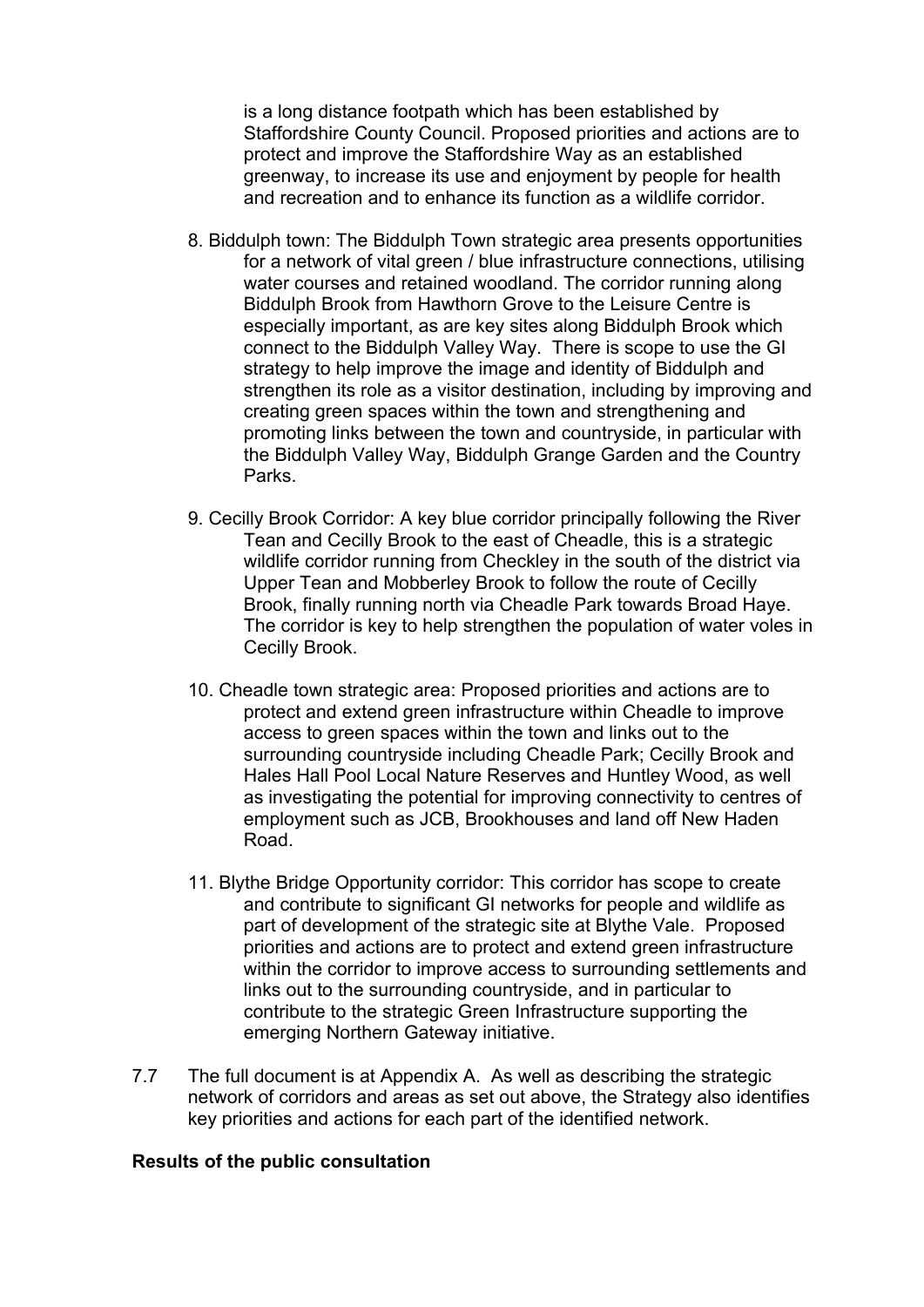is a long distance footpath which has been established by Staffordshire County Council. Proposed priorities and actions are to protect and improve the Staffordshire Way as an established greenway, to increase its use and enjoyment by people for health and recreation and to enhance its function as a wildlife corridor.

8. Biddulph town: The Biddulph Town strategic area presents opportunities for a network of vital green / blue infrastructure connections, utilising water courses and retained woodland. The corridor running along Biddulph Brook from Hawthorn Grove to the Leisure Centre is especially important, as are key sites along Biddulph Brook which connect to the Biddulph Valley Way. There is scope to use the GI strategy to help improve the image and identity of Biddulph and strengthen its role as a visitor destination, including by improving and creating green spaces within the town and strengthening and promoting links between the town and countryside, in particular with the Biddulph Valley Way, Biddulph Grange Garden and the Country Parks.

9. Cecilly Brook Corridor: A key blue corridor principally following the River Tean and Cecilly Brook to the east of Cheadle, this is a strategic wildlife corridor running from Checkley in the south of the district via Upper Tean and Mobberley Brook to follow the route of Cecilly Brook, finally running north via Cheadle Park towards Broad Haye. The corridor is key to help strengthen the population of water voles in Cecilly Brook.

10. Cheadle town strategic area: Proposed priorities and actions are to protect and extend green infrastructure within Cheadle to improve access to green spaces within the town and links out to the surrounding countryside including Cheadle Park; Cecilly Brook and Hales Hall Pool Local Nature Reserves and Huntley Wood, as well as investigating the potential for improving connectivity to centres of employment such as JCB, Brookhouses and land off New Haden Road.

11. Blythe Bridge Opportunity corridor: This corridor has scope to create and contribute to significant GI networks for people and wildlife as part of development of the strategic site at Blythe Vale. Proposed priorities and actions are to protect and extend green infrastructure within the corridor to improve access to surrounding settlements and links out to the surrounding countryside, and in particular to contribute to the strategic Green Infrastructure supporting the emerging Northern Gateway initiative.

7.7 The full document is at Appendix A. As well as describing the strategic network of corridors and areas as set out above, the Strategy also identifies key priorities and actions for each part of the identified network.

**Results of the public consultation**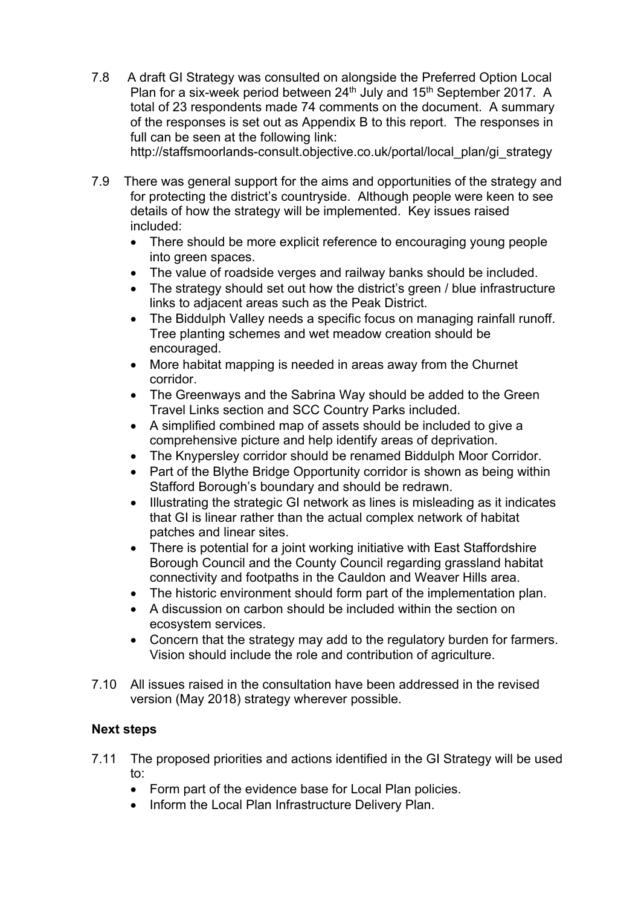7.8 A draft GI Strategy was consulted on alongside the Preferred Option Local Plan for a six-week period between 24th July and 15th September 2017. A total of 23 respondents made 74 comments on the document. A summary of the responses is set out as Appendix B to this report. The responses in full can be seen at the following link: http://staffsmoorlands-consult.objective.co.uk/portal/local_plan/gi_strategy

7.9 There was general support for the aims and opportunities of the strategy and for protecting the district's countryside. Although people were keen to see details of how the strategy will be implemented. Key issues raised included:

- There should be more explicit reference to encouraging young people into green spaces.
- The value of roadside verges and railway banks should be included.
- The strategy should set out how the district's green / blue infrastructure links to adjacent areas such as the Peak District.
- The Biddulph Valley needs a specific focus on managing rainfall runoff. Tree planting schemes and wet meadow creation should be encouraged.
- More habitat mapping is needed in areas away from the Churnet corridor.
- The Greenways and the Sabrina Way should be added to the Green Travel Links section and SCC Country Parks included.
- A simplified combined map of assets should be included to give a comprehensive picture and help identify areas of deprivation.
- The Knypersley corridor should be renamed Biddulph Moor Corridor.
- Part of the Blythe Bridge Opportunity corridor is shown as being within Stafford Borough's boundary and should be redrawn.
- Illustrating the strategic GI network as lines is misleading as it indicates that GI is linear rather than the actual complex network of habitat patches and linear sites.
- There is potential for a joint working initiative with East Staffordshire Borough Council and the County Council regarding grassland habitat connectivity and footpaths in the Cauldon and Weaver Hills area.
- The historic environment should form part of the implementation plan.
- A discussion on carbon should be included within the section on ecosystem services.
- Concern that the strategy may add to the regulatory burden for farmers. Vision should include the role and contribution of agriculture.

7.10 All issues raised in the consultation have been addressed in the revised version (May 2018) strategy wherever possible.

**Next steps**

7.11 The proposed priorities and actions identified in the GI Strategy will be used to:

- Form part of the evidence base for Local Plan policies.
- Inform the Local Plan Infrastructure Delivery Plan.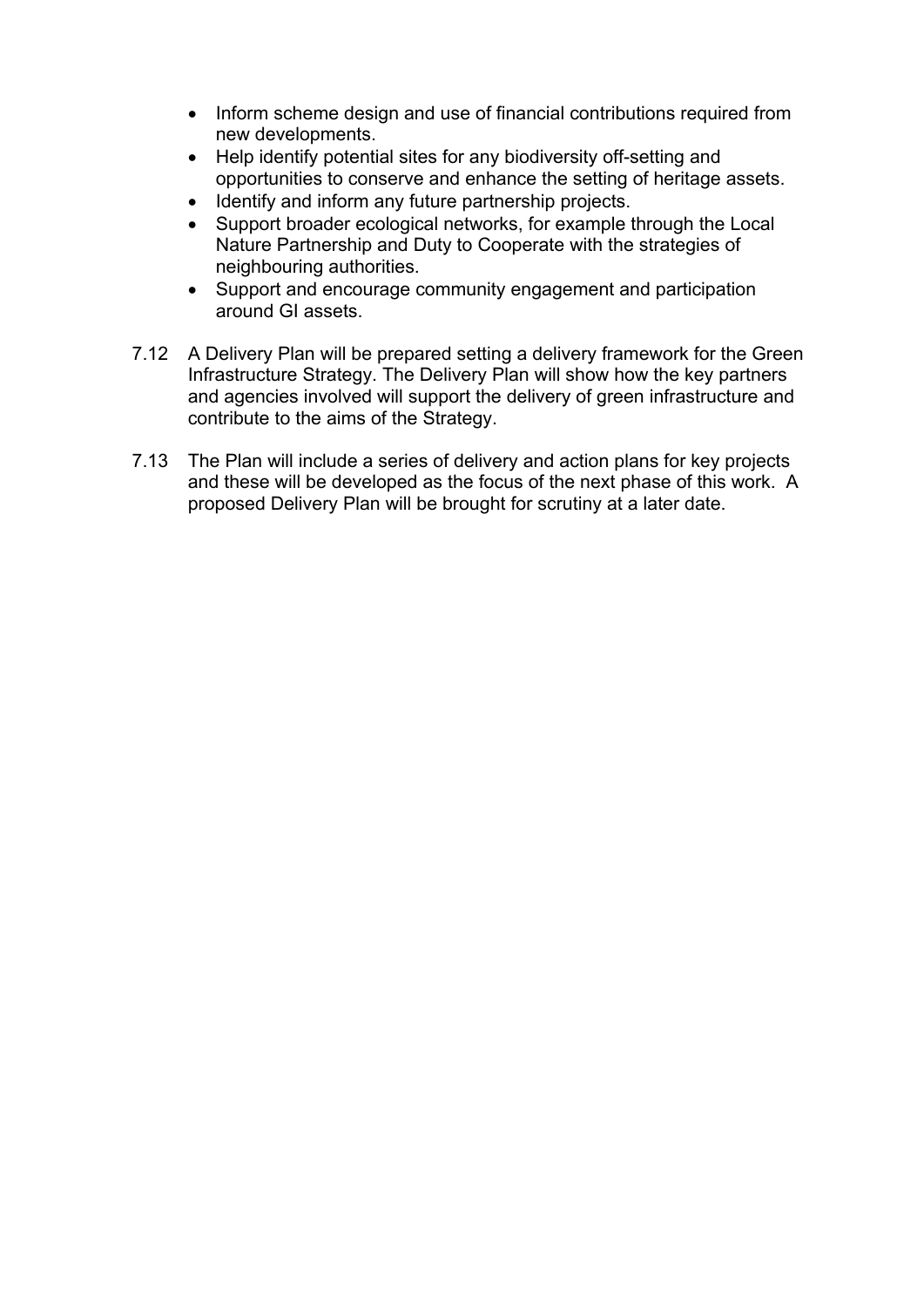- Inform scheme design and use of financial contributions required from new developments.
- Help identify potential sites for any biodiversity off-setting and opportunities to conserve and enhance the setting of heritage assets.
- Identify and inform any future partnership projects.
- Support broader ecological networks, for example through the Local Nature Partnership and Duty to Cooperate with the strategies of neighbouring authorities.
- Support and encourage community engagement and participation around GI assets.

7.12 A Delivery Plan will be prepared setting a delivery framework for the Green Infrastructure Strategy. The Delivery Plan will show how the key partners and agencies involved will support the delivery of green infrastructure and contribute to the aims of the Strategy.

7.13 The Plan will include a series of delivery and action plans for key projects and these will be developed as the focus of the next phase of this work. A proposed Delivery Plan will be brought for scrutiny at a later date.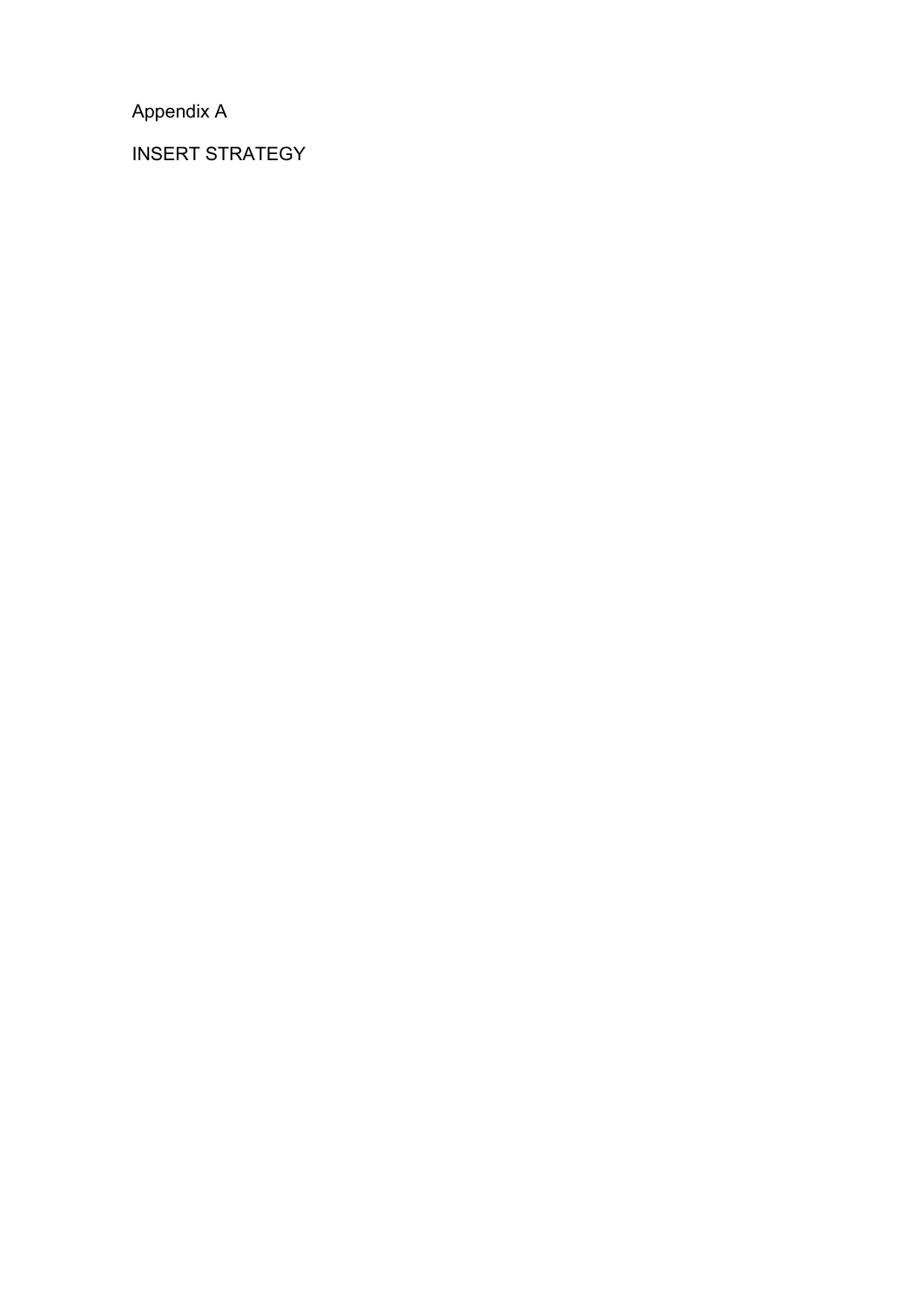Appendix A

INSERT STRATEGY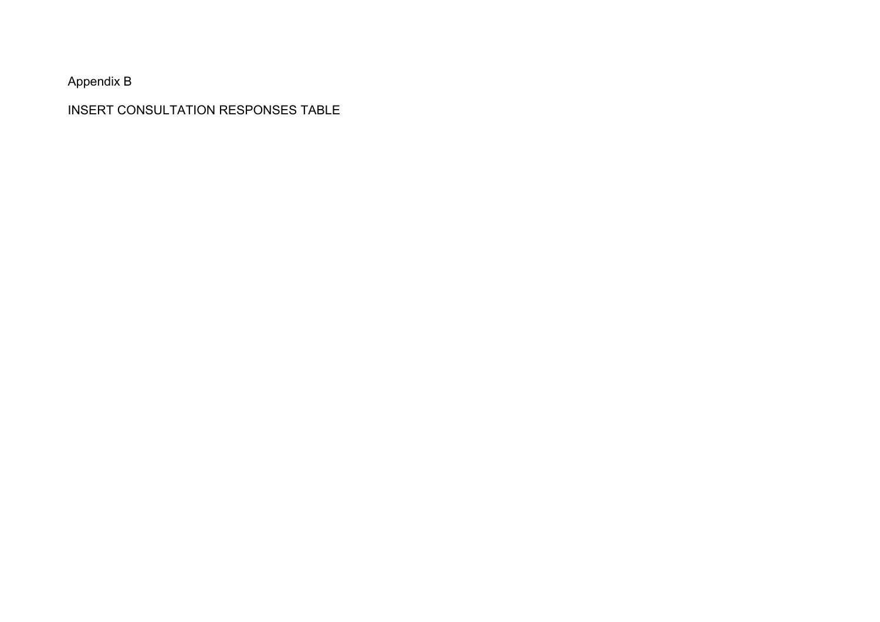Appendix B

INSERT CONSULTATION RESPONSES TABLE